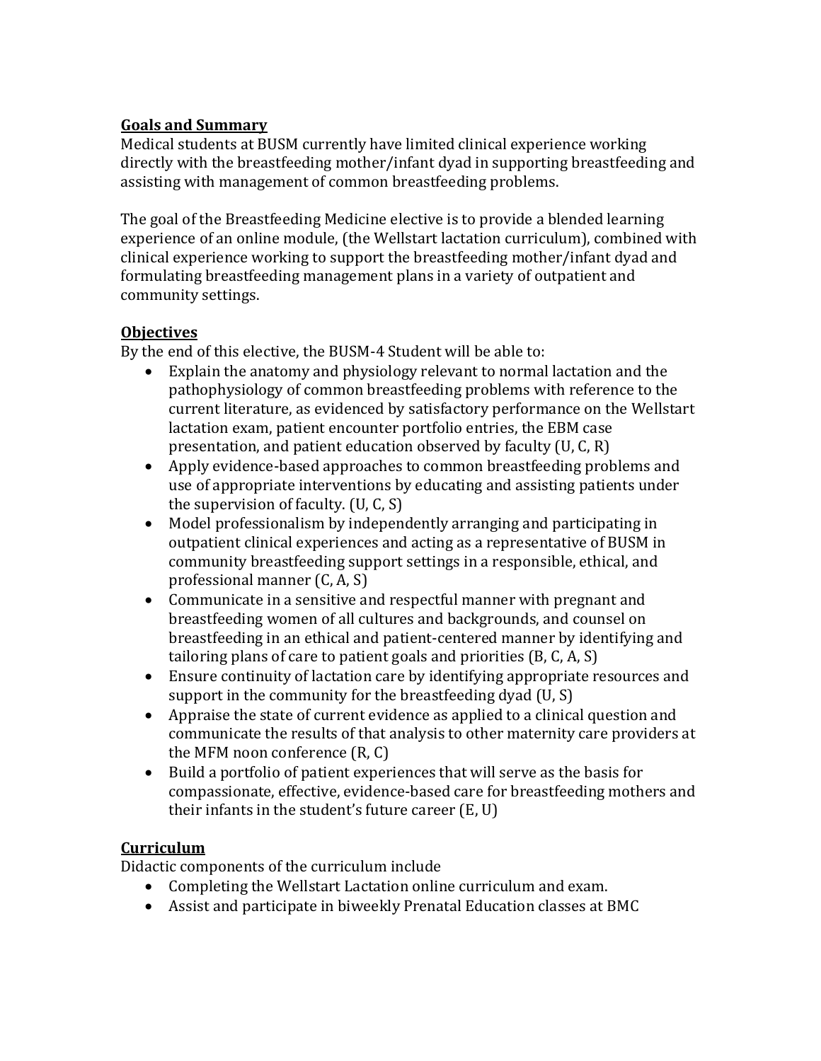## Goals and Summary

Medical students at BUSM currently have limited clinical experience working directly with the breastfeeding mother/infant dyad in supporting breastfeeding and assisting with management of common breastfeeding problems.

The goal of the Breastfeeding Medicine elective is to provide a blended learning experience of an online module, (the Wellstart lactation curriculum), combined with clinical experience working to support the breastfeeding mother/infant dyad and formulating breastfeeding management plans in a variety of outpatient and community settings.

## Objectives

By the end of this elective, the BUSM-4 Student will be able to:

- Explain the anatomy and physiology relevant to normal lactation and the pathophysiology of common breastfeeding problems with reference to the current literature, as evidenced by satisfactory performance on the Wellstart lactation exam, patient encounter portfolio entries, the EBM case presentation, and patient education observed by faculty (U, C, R)
- Apply evidence-based approaches to common breastfeeding problems and use of appropriate interventions by educating and assisting patients under the supervision of faculty. (U, C, S)
- Model professionalism by independently arranging and participating in outpatient clinical experiences and acting as a representative of BUSM in community breastfeeding support settings in a responsible, ethical, and professional manner (C, A, S)
- Communicate in a sensitive and respectful manner with pregnant and breastfeeding women of all cultures and backgrounds, and counsel on breastfeeding in an ethical and patient-centered manner by identifying and tailoring plans of care to patient goals and priorities (B, C, A, S)
- Ensure continuity of lactation care by identifying appropriate resources and support in the community for the breastfeeding dyad (U, S)
- Appraise the state of current evidence as applied to a clinical question and communicate the results of that analysis to other maternity care providers at the MFM noon conference (R, C)
- Build a portfolio of patient experiences that will serve as the basis for compassionate, effective, evidence-based care for breastfeeding mothers and their infants in the student's future career (E, U)

## Curriculum

Didactic components of the curriculum include

- Completing the Wellstart Lactation online curriculum and exam.
- Assist and participate in biweekly Prenatal Education classes at BMC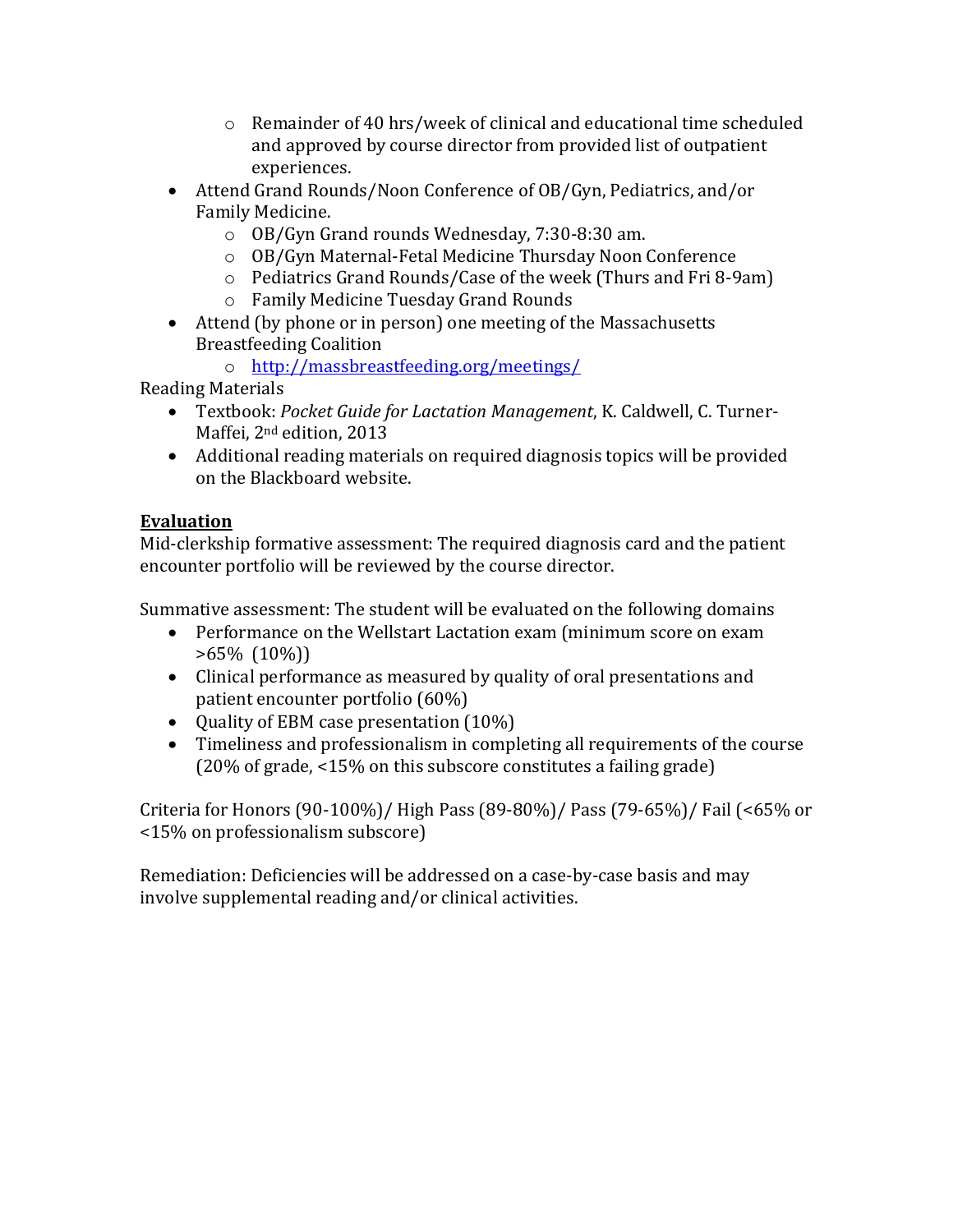- Remainder of 40 hrs/week of clinical and educational time scheduled and approved by course director from provided list of outpatient experiences.
- Attend Grand Rounds/Noon Conference of OB/Gyn, Pediatrics, and/or Family Medicine.
    - OB/Gyn Grand rounds Wednesday, 7:30-8:30 am.
    - OB/Gyn Maternal-Fetal Medicine Thursday Noon Conference
    - Pediatrics Grand Rounds/Case of the week (Thurs and Fri 8-9am)
    - Family Medicine Tuesday Grand Rounds
- Attend (by phone or in person) one meeting of the Massachusetts Breastfeeding Coalition
    - http://massbreastfeeding.org/meetings/

Reading Materials

- Textbook: *Pocket Guide for Lactation Management*, K. Caldwell, C. Turner-Maffei, 2nd edition, 2013
- Additional reading materials on required diagnosis topics will be provided on the Blackboard website.

**Evaluation**

Mid-clerkship formative assessment: The required diagnosis card and the patient encounter portfolio will be reviewed by the course director.

Summative assessment: The student will be evaluated on the following domains

- Performance on the Wellstart Lactation exam (minimum score on exam >65% (10%))
- Clinical performance as measured by quality of oral presentations and patient encounter portfolio (60%)
- Quality of EBM case presentation (10%)
- Timeliness and professionalism in completing all requirements of the course (20% of grade, <15% on this subscore constitutes a failing grade)

Criteria for Honors (90-100%)/ High Pass (89-80%)/ Pass (79-65%)/ Fail (<65% or <15% on professionalism subscore)

Remediation: Deficiencies will be addressed on a case-by-case basis and may involve supplemental reading and/or clinical activities.